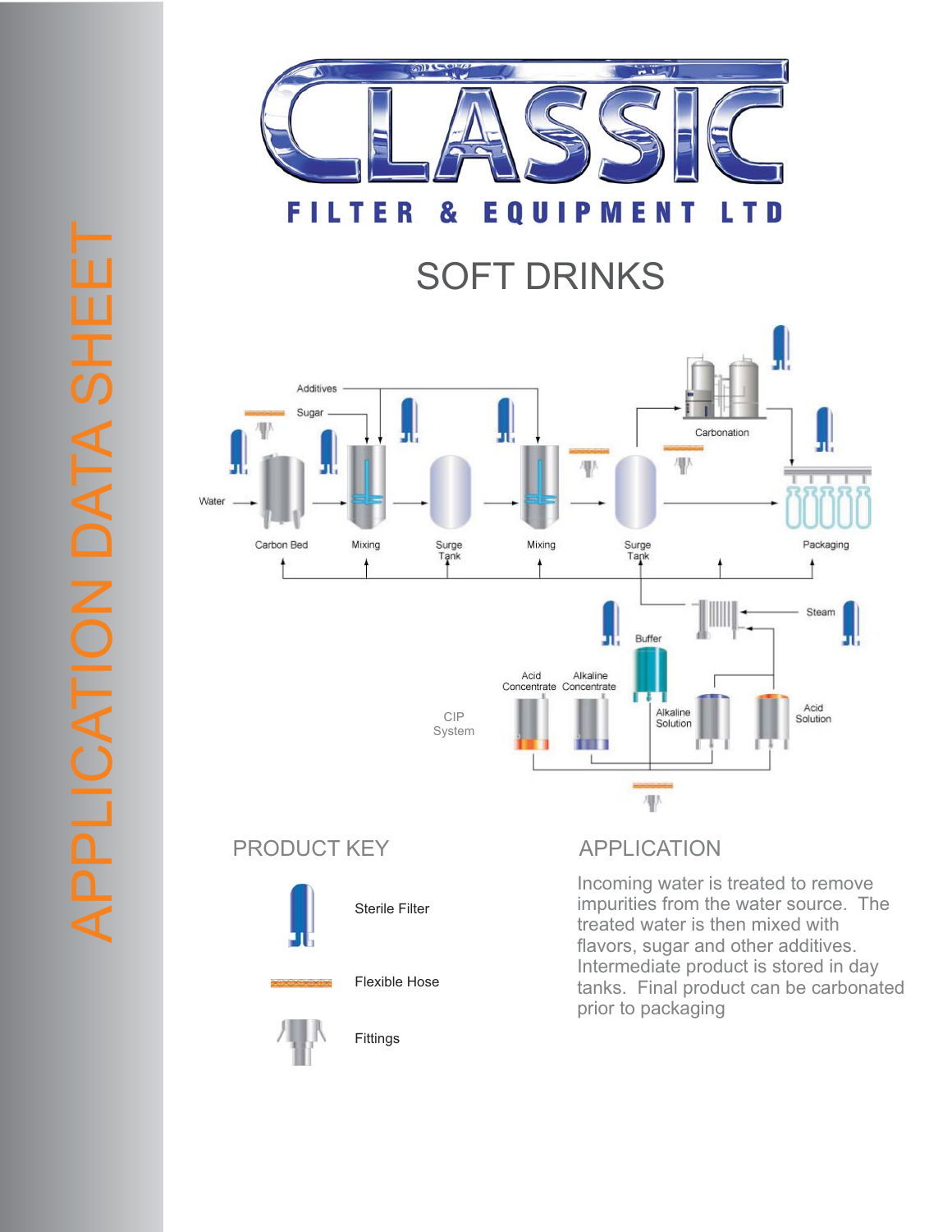# CLASSIC

FILTER & EQUIPMENT LTD

# SOFT DRINKS

APPLICATION DATA SHEET

Additives

Sugar

Water

Carbon Bed

Mixing

Surge Tank

Mixing

Surge Tank

Carbonation

Packaging

Steam

Buffer

Acid Concentrate

Alkaline Concentrate

CIP System

Alkaline Solution

Acid Solution

## PRODUCT KEY

Sterile Filter

Flexible Hose

Fittings

## APPLICATION

Incoming water is treated to remove impurities from the water source. The treated water is then mixed with flavors, sugar and other additives. Intermediate product is stored in day tanks. Final product can be carbonated prior to packaging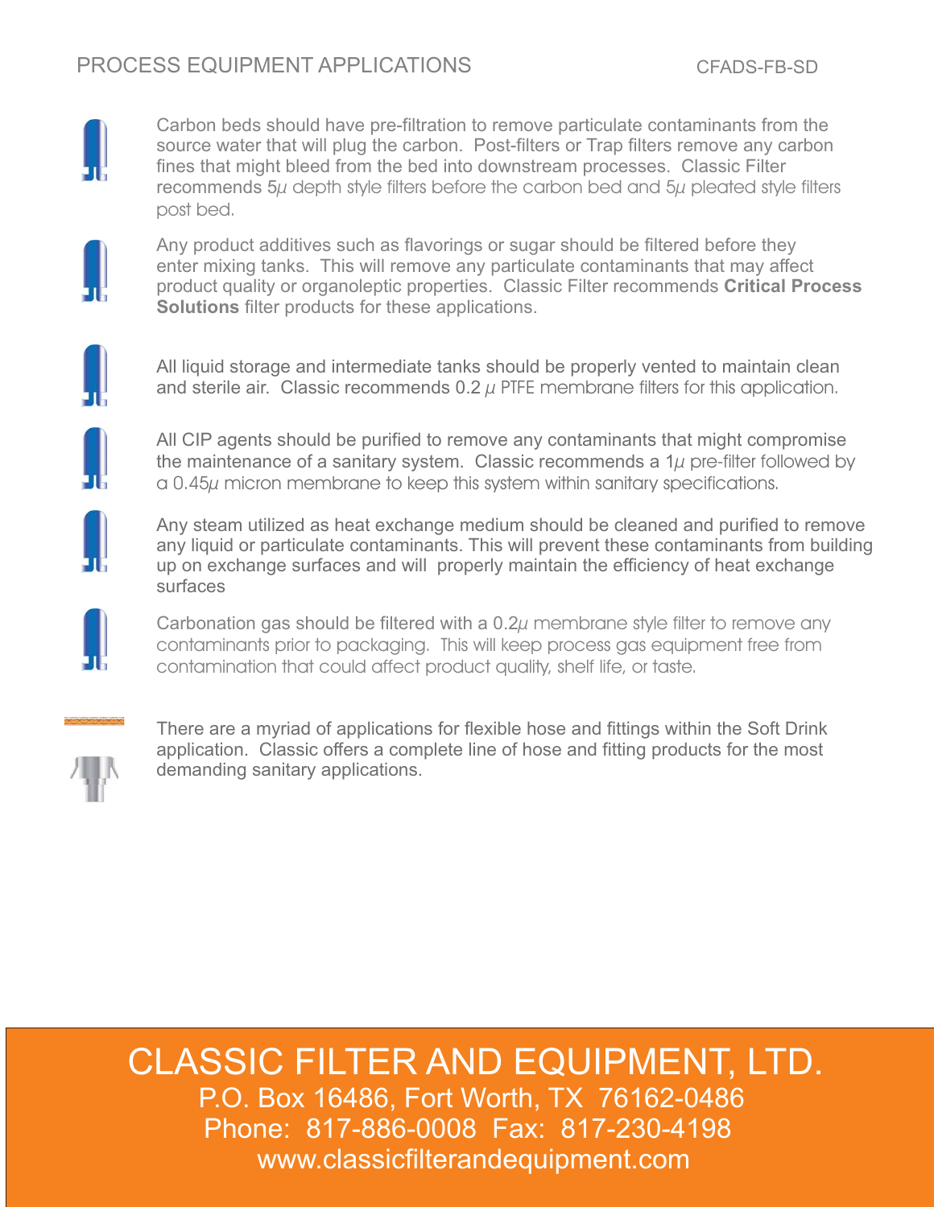# PROCESS EQUIPMENT APPLICATIONS

CFADS-FB-SD

Carbon beds should have pre-filtration to remove particulate contaminants from the source water that will plug the carbon. Post-filters or Trap filters remove any carbon fines that might bleed from the bed into downstream processes. Classic Filter recommends 5$\mu$ depth style filters before the carbon bed and 5$\mu$ pleated style filters post bed.

Any product additives such as flavorings or sugar should be filtered before they enter mixing tanks. This will remove any particulate contaminants that may affect product quality or organoleptic properties. Classic Filter recommends **Critical Process Solutions** filter products for these applications.

All liquid storage and intermediate tanks should be properly vented to maintain clean and sterile air. Classic recommends 0.2 $\mu$ PTFE membrane filters for this application.

All CIP agents should be purified to remove any contaminants that might compromise the maintenance of a sanitary system. Classic recommends a 1$\mu$ pre-filter followed by a 0.45$\mu$ micron membrane to keep this system within sanitary specifications.

Any steam utilized as heat exchange medium should be cleaned and purified to remove any liquid or particulate contaminants. This will prevent these contaminants from building up on exchange surfaces and will properly maintain the efficiency of heat exchange surfaces

Carbonation gas should be filtered with a 0.2$\mu$ membrane style filter to remove any contaminants prior to packaging. This will keep process gas equipment free from contamination that could affect product quality, shelf life, or taste.

There are a myriad of applications for flexible hose and fittings within the Soft Drink application. Classic offers a complete line of hose and fitting products for the most demanding sanitary applications.

## CLASSIC FILTER AND EQUIPMENT, LTD.

P.O. Box 16486, Fort Worth, TX 76162-0486
Phone: 817-886-0008 Fax: 817-230-4198
www.classicfilterandequipment.com